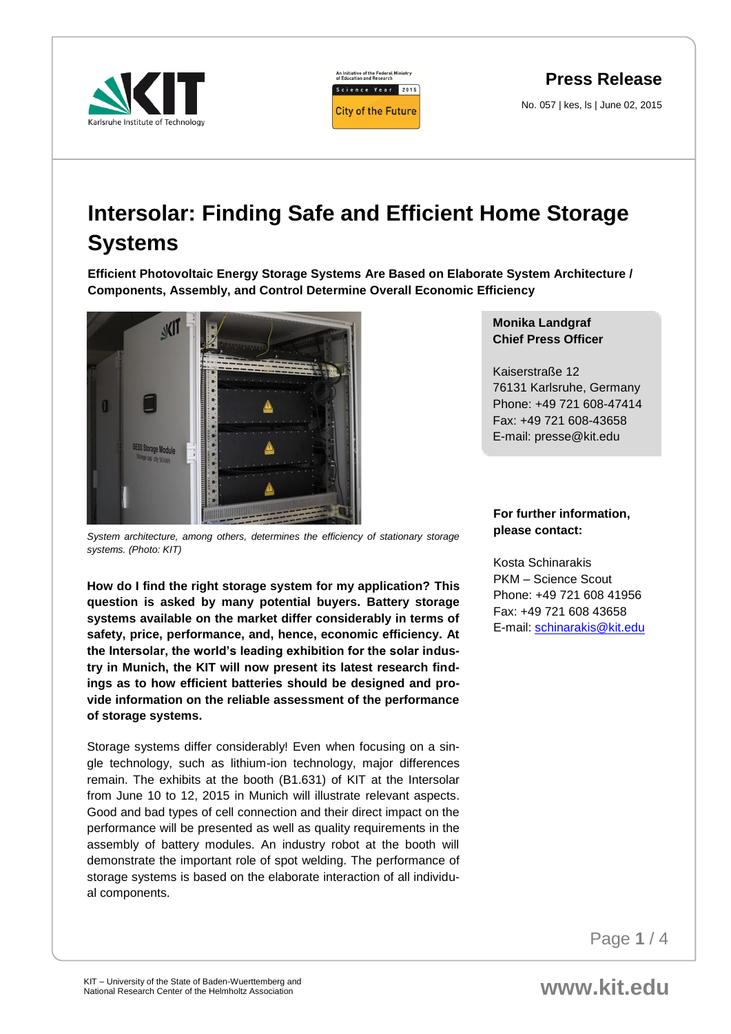**Press Release**

No. 057 | kes, ls | June 02, 2015

# Intersolar: Finding Safe and Efficient Home Storage Systems

**Efficient Photovoltaic Energy Storage Systems Are Based on Elaborate System Architecture / Components, Assembly, and Control Determine Overall Economic Efficiency**

*System architecture, among others, determines the efficiency of stationary storage systems. (Photo: KIT)*

**How do I find the right storage system for my application? This question is asked by many potential buyers. Battery storage systems available on the market differ considerably in terms of safety, price, performance, and, hence, economic efficiency. At the Intersolar, the world's leading exhibition for the solar industry in Munich, the KIT will now present its latest research findings as to how efficient batteries should be designed and provide information on the reliable assessment of the performance of storage systems.**

Storage systems differ considerably! Even when focusing on a single technology, such as lithium-ion technology, major differences remain. The exhibits at the booth (B1.631) of KIT at the Intersolar from June 10 to 12, 2015 in Munich will illustrate relevant aspects. Good and bad types of cell connection and their direct impact on the performance will be presented as well as quality requirements in the assembly of battery modules. An industry robot at the booth will demonstrate the important role of spot welding. The performance of storage systems is based on the elaborate interaction of all individual components.

**Monika Landgraf**
**Chief Press Officer**

Kaiserstraße 12
76131 Karlsruhe, Germany
Phone: +49 721 608-47414
Fax: +49 721 608-43658
E-mail: presse@kit.edu

**For further information, please contact:**

Kosta Schinarakis
PKM – Science Scout
Phone: +49 721 608 41956
Fax: +49 721 608 43658
E-mail: schinarakis@kit.edu

KIT – University of the State of Baden-Wuerttemberg and National Research Center of the Helmholtz Association

www.kit.edu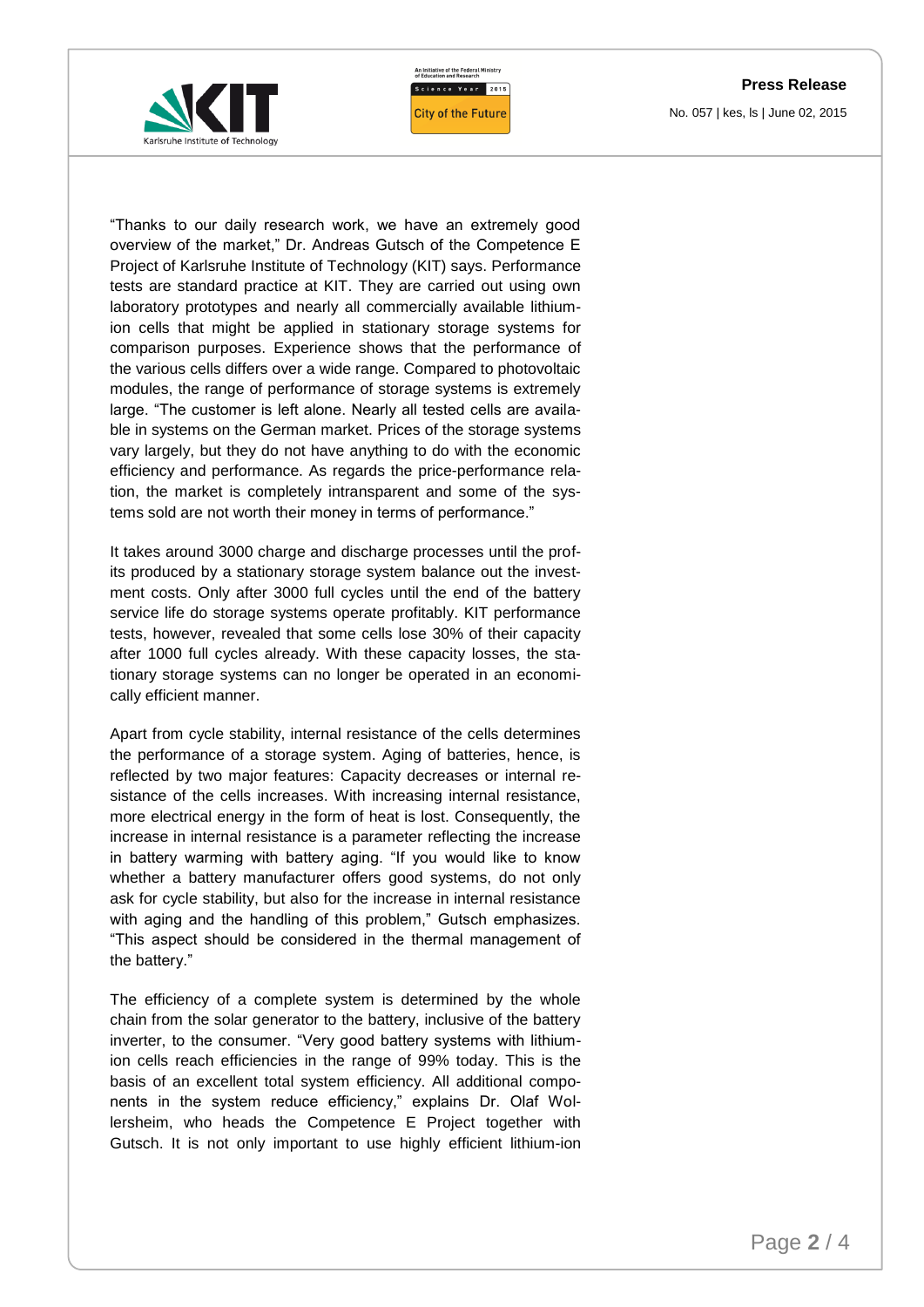"Thanks to our daily research work, we have an extremely good overview of the market," Dr. Andreas Gutsch of the Competence E Project of Karlsruhe Institute of Technology (KIT) says. Performance tests are standard practice at KIT. They are carried out using own laboratory prototypes and nearly all commercially available lithium-ion cells that might be applied in stationary storage systems for comparison purposes. Experience shows that the performance of the various cells differs over a wide range. Compared to photovoltaic modules, the range of performance of storage systems is extremely large. "The customer is left alone. Nearly all tested cells are available in systems on the German market. Prices of the storage systems vary largely, but they do not have anything to do with the economic efficiency and performance. As regards the price-performance relation, the market is completely intransparent and some of the systems sold are not worth their money in terms of performance."

It takes around 3000 charge and discharge processes until the profits produced by a stationary storage system balance out the investment costs. Only after 3000 full cycles until the end of the battery service life do storage systems operate profitably. KIT performance tests, however, revealed that some cells lose 30% of their capacity after 1000 full cycles already. With these capacity losses, the stationary storage systems can no longer be operated in an economically efficient manner.

Apart from cycle stability, internal resistance of the cells determines the performance of a storage system. Aging of batteries, hence, is reflected by two major features: Capacity decreases or internal resistance of the cells increases. With increasing internal resistance, more electrical energy in the form of heat is lost. Consequently, the increase in internal resistance is a parameter reflecting the increase in battery warming with battery aging. "If you would like to know whether a battery manufacturer offers good systems, do not only ask for cycle stability, but also for the increase in internal resistance with aging and the handling of this problem," Gutsch emphasizes. "This aspect should be considered in the thermal management of the battery."

The efficiency of a complete system is determined by the whole chain from the solar generator to the battery, inclusive of the battery inverter, to the consumer. "Very good battery systems with lithium-ion cells reach efficiencies in the range of 99% today. This is the basis of an excellent total system efficiency. All additional components in the system reduce efficiency," explains Dr. Olaf Wollersheim, who heads the Competence E Project together with Gutsch. It is not only important to use highly efficient lithium-ion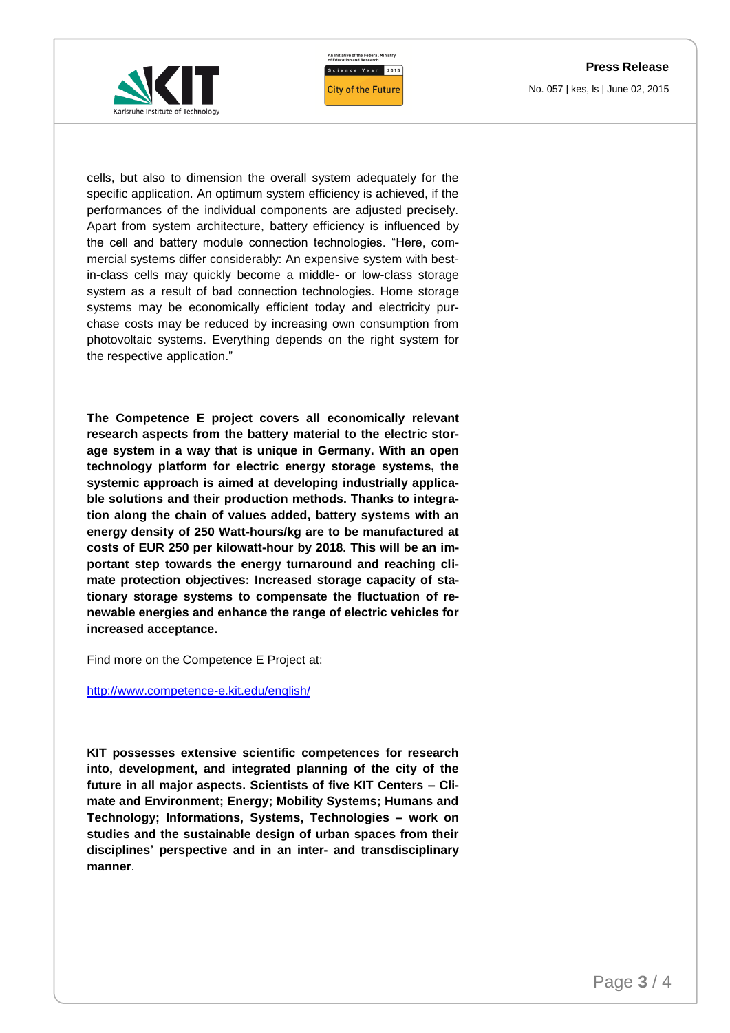cells, but also to dimension the overall system adequately for the specific application. An optimum system efficiency is achieved, if the performances of the individual components are adjusted precisely. Apart from system architecture, battery efficiency is influenced by the cell and battery module connection technologies. "Here, commercial systems differ considerably: An expensive system with best-in-class cells may quickly become a middle- or low-class storage system as a result of bad connection technologies. Home storage systems may be economically efficient today and electricity purchase costs may be reduced by increasing own consumption from photovoltaic systems. Everything depends on the right system for the respective application."

**The Competence E project covers all economically relevant research aspects from the battery material to the electric storage system in a way that is unique in Germany. With an open technology platform for electric energy storage systems, the systemic approach is aimed at developing industrially applicable solutions and their production methods. Thanks to integration along the chain of values added, battery systems with an energy density of 250 Watt-hours/kg are to be manufactured at costs of EUR 250 per kilowatt-hour by 2018. This will be an important step towards the energy turnaround and reaching climate protection objectives: Increased storage capacity of stationary storage systems to compensate the fluctuation of renewable energies and enhance the range of electric vehicles for increased acceptance.**

Find more on the Competence E Project at:

http://www.competence-e.kit.edu/english/

**KIT possesses extensive scientific competences for research into, development, and integrated planning of the city of the future in all major aspects. Scientists of five KIT Centers – Climate and Environment; Energy; Mobility Systems; Humans and Technology; Informations, Systems, Technologies – work on studies and the sustainable design of urban spaces from their disciplines' perspective and in an inter- and transdisciplinary manner**.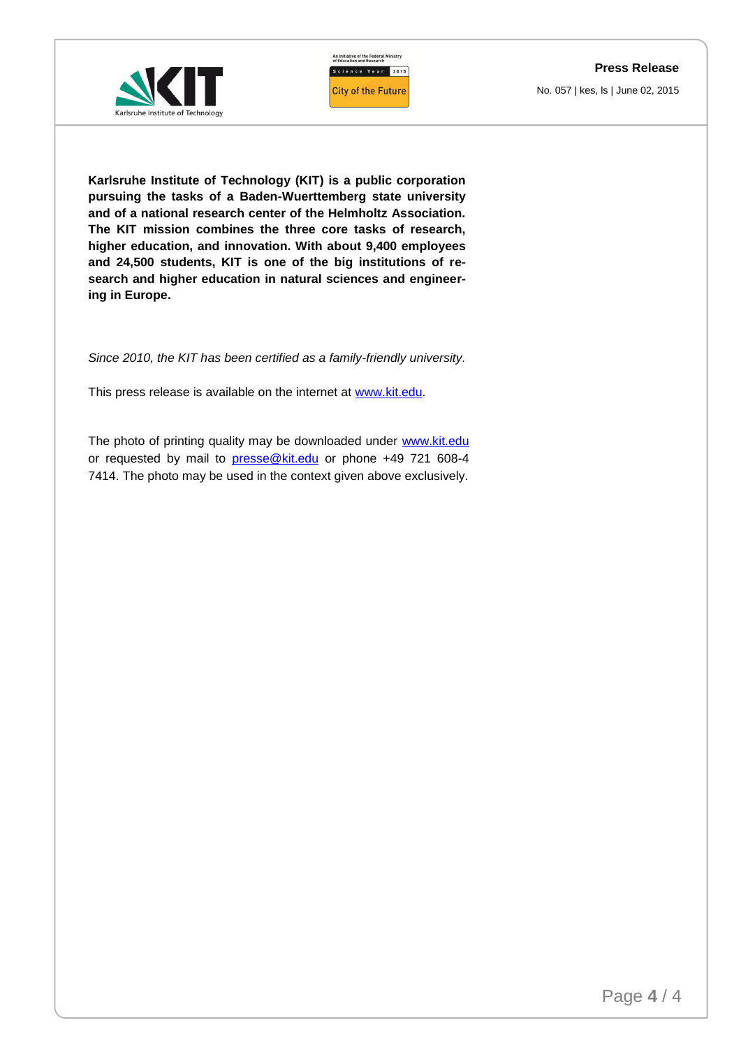**Karlsruhe Institute of Technology (KIT) is a public corporation pursuing the tasks of a Baden-Wuerttemberg state university and of a national research center of the Helmholtz Association. The KIT mission combines the three core tasks of research, higher education, and innovation. With about 9,400 employees and 24,500 students, KIT is one of the big institutions of research and higher education in natural sciences and engineering in Europe.**

*Since 2010, the KIT has been certified as a family-friendly university.*

This press release is available on the internet at www.kit.edu.

The photo of printing quality may be downloaded under www.kit.edu or requested by mail to presse@kit.edu or phone +49 721 608-4 7414. The photo may be used in the context given above exclusively.